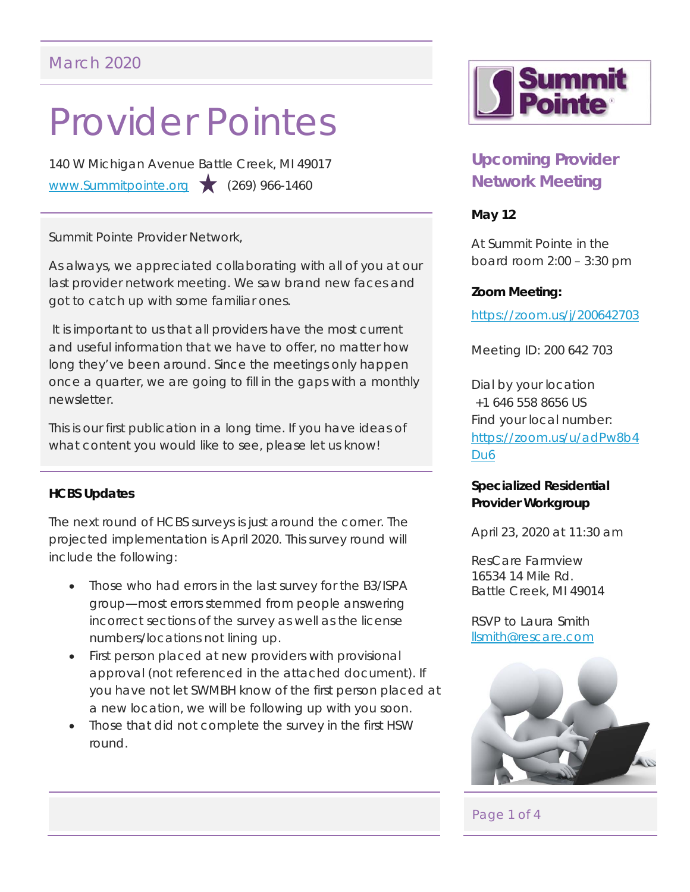March 2020

# Provider Pointes

140 W Michigan Avenue Battle Creek, MI 49017
www.Summitpointe.org ★ (269) 966-1460

Summit Pointe Provider Network,

As always, we appreciated collaborating with all of you at our last provider network meeting. We saw brand new faces and got to catch up with some familiar ones.

It is important to us that all providers have the most current and useful information that we have to offer, no matter how long they've been around. Since the meetings only happen once a quarter, we are going to fill in the gaps with a monthly newsletter.

This is our first publication in a long time. If you have ideas of what content you would like to see, please let us know!

**HCBS Updates**

The next round of HCBS surveys is just around the corner. The projected implementation is April 2020. This survey round will include the following:

- Those who had errors in the last survey for the B3/ISPA group—most errors stemmed from people answering incorrect sections of the survey as well as the license numbers/locations not lining up.
- First person placed at new providers with provisional approval (not referenced in the attached document). If you have not let SWMBH know of the first person placed at a new location, we will be following up with you soon.
- Those that did not complete the survey in the first HSW round.

## Upcoming Provider Network Meeting

**May 12**

At Summit Pointe in the board room 2:00 – 3:30 pm

**Zoom Meeting:**

https://zoom.us/j/200642703

Meeting ID: 200 642 703

Dial by your location
+1 646 558 8656 US
Find your local number: https://zoom.us/u/adPw8b4Du6

**Specialized Residential Provider Workgroup**

April 23, 2020 at 11:30 am

ResCare Farmview
16534 14 Mile Rd.
Battle Creek, MI 49014

RSVP to Laura Smith
llsmith@rescare.com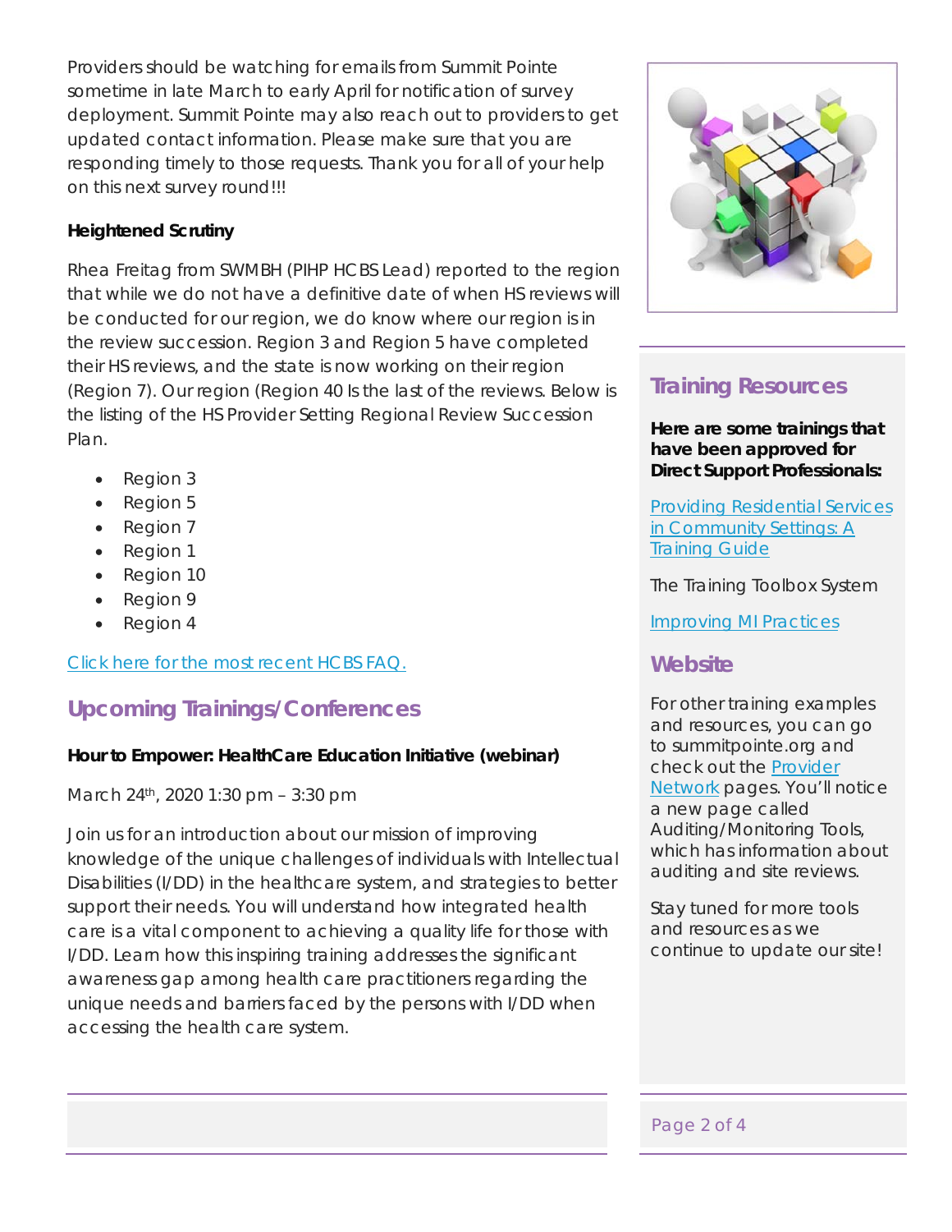Providers should be watching for emails from Summit Pointe sometime in late March to early April for notification of survey deployment. Summit Pointe may also reach out to providers to get updated contact information. Please make sure that you are responding timely to those requests. Thank you for all of your help on this next survey round!!!

**Heightened Scrutiny**

Rhea Freitag from SWMBH (PIHP HCBS Lead) reported to the region that while we do not have a definitive date of when HS reviews will be conducted for our region, we do know where our region is in the review succession. Region 3 and Region 5 have completed their HS reviews, and the state is now working on their region (Region 7). Our region (Region 40 Is the last of the reviews. Below is the listing of the HS Provider Setting Regional Review Succession Plan.

- Region 3
- Region 5
- Region 7
- Region 1
- Region 10
- Region 9
- Region 4

[Click here for the most recent HCBS FAQ.]

## Upcoming Trainings/Conferences

**Hour to Empower: HealthCare Education Initiative (webinar)**

March 24th, 2020 1:30 pm – 3:30 pm

Join us for an introduction about our mission of improving knowledge of the unique challenges of individuals with Intellectual Disabilities (I/DD) in the healthcare system, and strategies to better support their needs. You will understand how integrated health care is a vital component to achieving a quality life for those with I/DD. Learn how this inspiring training addresses the significant awareness gap among health care practitioners regarding the unique needs and barriers faced by the persons with I/DD when accessing the health care system.

## Training Resources

**Here are some trainings that have been approved for Direct Support Professionals:**

Providing Residential Services in Community Settings: A Training Guide

The Training Toolbox System

Improving MI Practices

## Website

For other training examples and resources, you can go to summitpointe.org and check out the Provider Network pages. You'll notice a new page called Auditing/Monitoring Tools, which has information about auditing and site reviews.

Stay tuned for more tools and resources as we continue to update our site!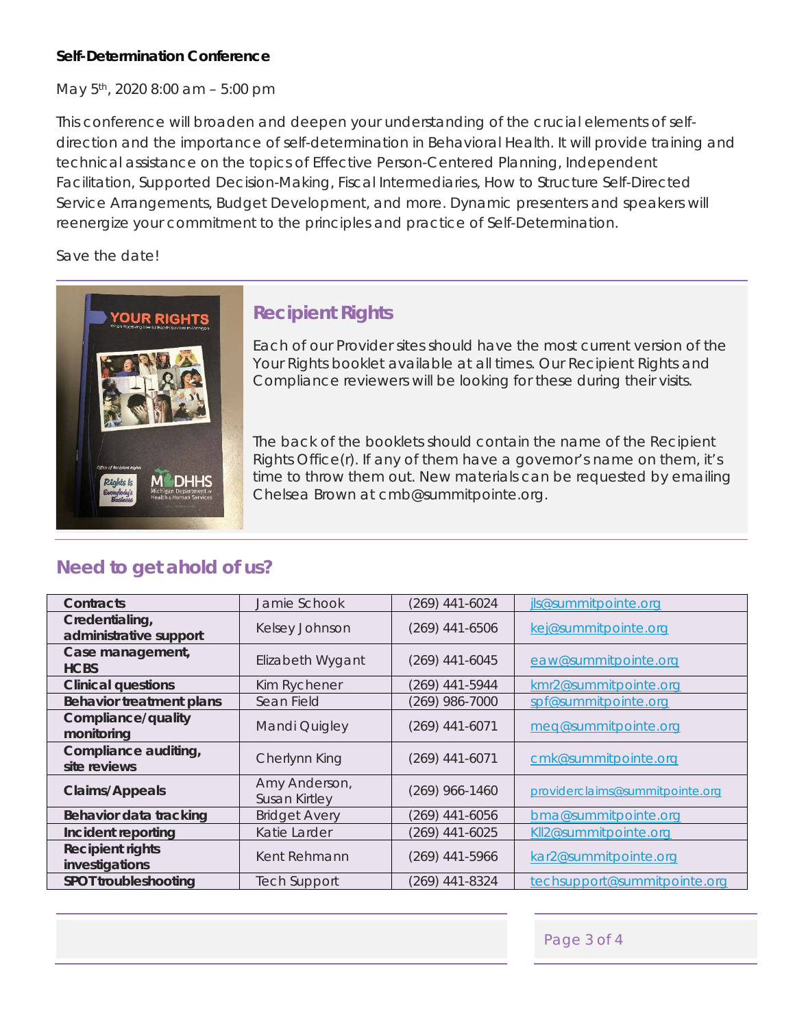**Self-Determination Conference**

May 5th, 2020 8:00 am – 5:00 pm

This conference will broaden and deepen your understanding of the crucial elements of self-direction and the importance of self-determination in Behavioral Health. It will provide training and technical assistance on the topics of Effective Person-Centered Planning, Independent Facilitation, Supported Decision-Making, Fiscal Intermediaries, How to Structure Self-Directed Service Arrangements, Budget Development, and more. Dynamic presenters and speakers will reenergize your commitment to the principles and practice of Self-Determination.

Save the date!

## Recipient Rights

Each of our Provider sites should have the most current version of the Your Rights booklet available at all times. Our Recipient Rights and Compliance reviewers will be looking for these during their visits.

The back of the booklets should contain the name of the Recipient Rights Office(r). If any of them have a governor's name on them, it's time to throw them out. New materials can be requested by emailing Chelsea Brown at cmb@summitpointe.org.

## Need to get ahold of us?

| | | | |
|---|---|---|---|
| **Contracts** | Jamie Schook | (269) 441-6024 | jls@summitpointe.org |
| **Credentialing, administrative support** | Kelsey Johnson | (269) 441-6506 | kej@summitpointe.org |
| **Case management, HCBS** | Elizabeth Wygant | (269) 441-6045 | eaw@summitpointe.org |
| **Clinical questions** | Kim Rychener | (269) 441-5944 | kmr2@summitpointe.org |
| **Behavior treatment plans** | Sean Field | (269) 986-7000 | spf@summitpointe.org |
| **Compliance/quality monitoring** | Mandi Quigley | (269) 441-6071 | meq@summitpointe.org |
| **Compliance auditing, site reviews** | Cherlynn King | (269) 441-6071 | cmk@summitpointe.org |
| **Claims/Appeals** | Amy Anderson, Susan Kirtley | (269) 966-1460 | providerclaims@summitpointe.org |
| **Behavior data tracking** | Bridget Avery | (269) 441-6056 | bma@summitpointe.org |
| **Incident reporting** | Katie Larder | (269) 441-6025 | Kll2@summitpointe.org |
| **Recipient rights investigations** | Kent Rehmann | (269) 441-5966 | kar2@summitpointe.org |
| **SPOT troubleshooting** | Tech Support | (269) 441-8324 | techsupport@summitpointe.org |